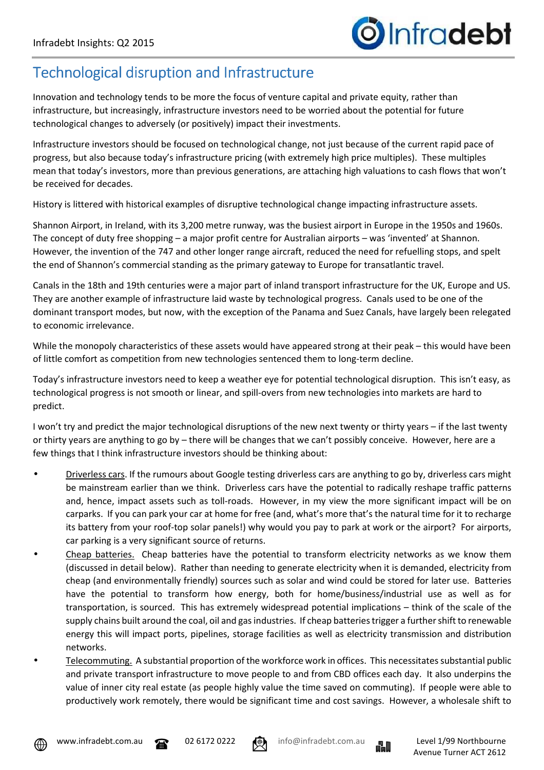# Technological disruption and Infrastructure

Innovation and technology tends to be more the focus of venture capital and private equity, rather than infrastructure, but increasingly, infrastructure investors need to be worried about the potential for future technological changes to adversely (or positively) impact their investments.

Infrastructure investors should be focused on technological change, not just because of the current rapid pace of progress, but also because today's infrastructure pricing (with extremely high price multiples). These multiples mean that today's investors, more than previous generations, are attaching high valuations to cash flows that won't be received for decades.

History is littered with historical examples of disruptive technological change impacting infrastructure assets.

Shannon Airport, in Ireland, with its 3,200 metre runway, was the busiest airport in Europe in the 1950s and 1960s. The concept of duty free shopping – a major profit centre for Australian airports – was 'invented' at Shannon. However, the invention of the 747 and other longer range aircraft, reduced the need for refuelling stops, and spelt the end of Shannon's commercial standing as the primary gateway to Europe for transatlantic travel.

Canals in the 18th and 19th centuries were a major part of inland transport infrastructure for the UK, Europe and US. They are another example of infrastructure laid waste by technological progress. Canals used to be one of the dominant transport modes, but now, with the exception of the Panama and Suez Canals, have largely been relegated to economic irrelevance.

While the monopoly characteristics of these assets would have appeared strong at their peak – this would have been of little comfort as competition from new technologies sentenced them to long-term decline.

Today's infrastructure investors need to keep a weather eye for potential technological disruption. This isn't easy, as technological progress is not smooth or linear, and spill-overs from new technologies into markets are hard to predict.

I won't try and predict the major technological disruptions of the new next twenty or thirty years – if the last twenty or thirty years are anything to go by – there will be changes that we can't possibly conceive. However, here are a few things that I think infrastructure investors should be thinking about:

- Driverless cars. If the rumours about Google testing driverless cars are anything to go by, driverless cars might be mainstream earlier than we think. Driverless cars have the potential to radically reshape traffic patterns and, hence, impact assets such as toll-roads. However, in my view the more significant impact will be on carparks. If you can park your car at home for free (and, what's more that's the natural time for it to recharge its battery from your roof-top solar panels!) why would you pay to park at work or the airport? For airports, car parking is a very significant source of returns.
- Cheap batteries. Cheap batteries have the potential to transform electricity networks as we know them (discussed in detail below). Rather than needing to generate electricity when it is demanded, electricity from cheap (and environmentally friendly) sources such as solar and wind could be stored for later use. Batteries have the potential to transform how energy, both for home/business/industrial use as well as for transportation, is sourced. This has extremely widespread potential implications – think of the scale of the supply chains built around the coal, oil and gas industries. If cheap batteries trigger a further shift to renewable energy this will impact ports, pipelines, storage facilities as well as electricity transmission and distribution networks.
- Telecommuting. A substantial proportion of the workforce work in offices. This necessitates substantial public and private transport infrastructure to move people to and from CBD offices each day. It also underpins the value of inner city real estate (as people highly value the time saved on commuting). If people were able to productively work remotely, there would be significant time and cost savings. However, a wholesale shift to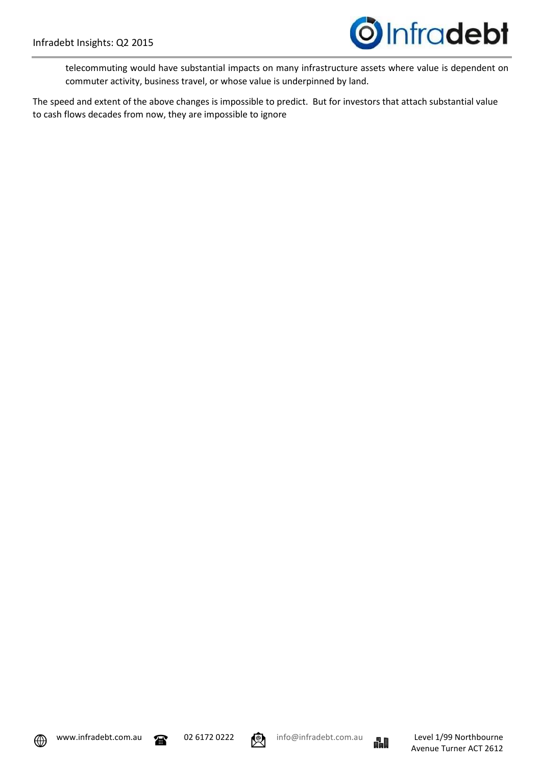telecommuting would have substantial impacts on many infrastructure assets where value is dependent on commuter activity, business travel, or whose value is underpinned by land.

The speed and extent of the above changes is impossible to predict. But for investors that attach substantial value to cash flows decades from now, they are impossible to ignore